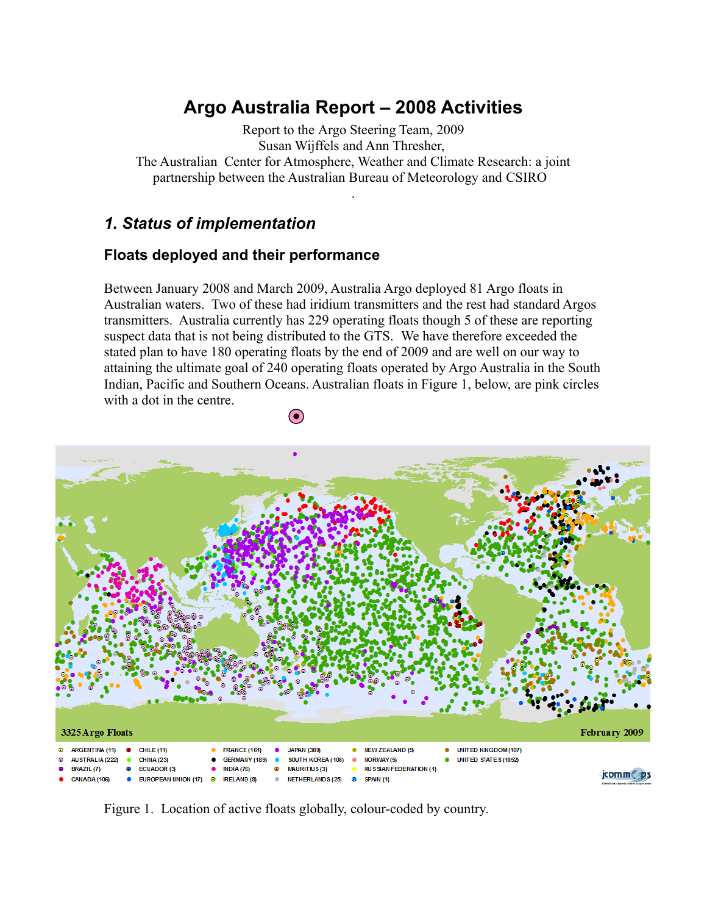# Argo Australia Report – 2008 Activities

Report to the Argo Steering Team, 2009
Susan Wijffels and Ann Thresher,
The Australian Center for Atmosphere, Weather and Climate Research: a joint partnership between the Australian Bureau of Meteorology and CSIRO

## *1. Status of implementation*

### Floats deployed and their performance

Between January 2008 and March 2009, Australia Argo deployed 81 Argo floats in Australian waters. Two of these had iridium transmitters and the rest had standard Argos transmitters. Australia currently has 229 operating floats though 5 of these are reporting suspect data that is not being distributed to the GTS. We have therefore exceeded the stated plan to have 180 operating floats by the end of 2009 and are well on our way to attaining the ultimate goal of 240 operating floats operated by Argo Australia in the South Indian, Pacific and Southern Oceans. Australian floats in Figure 1, below, are pink circles with a dot in the centre.

Figure 1. Location of active floats globally, colour-coded by country.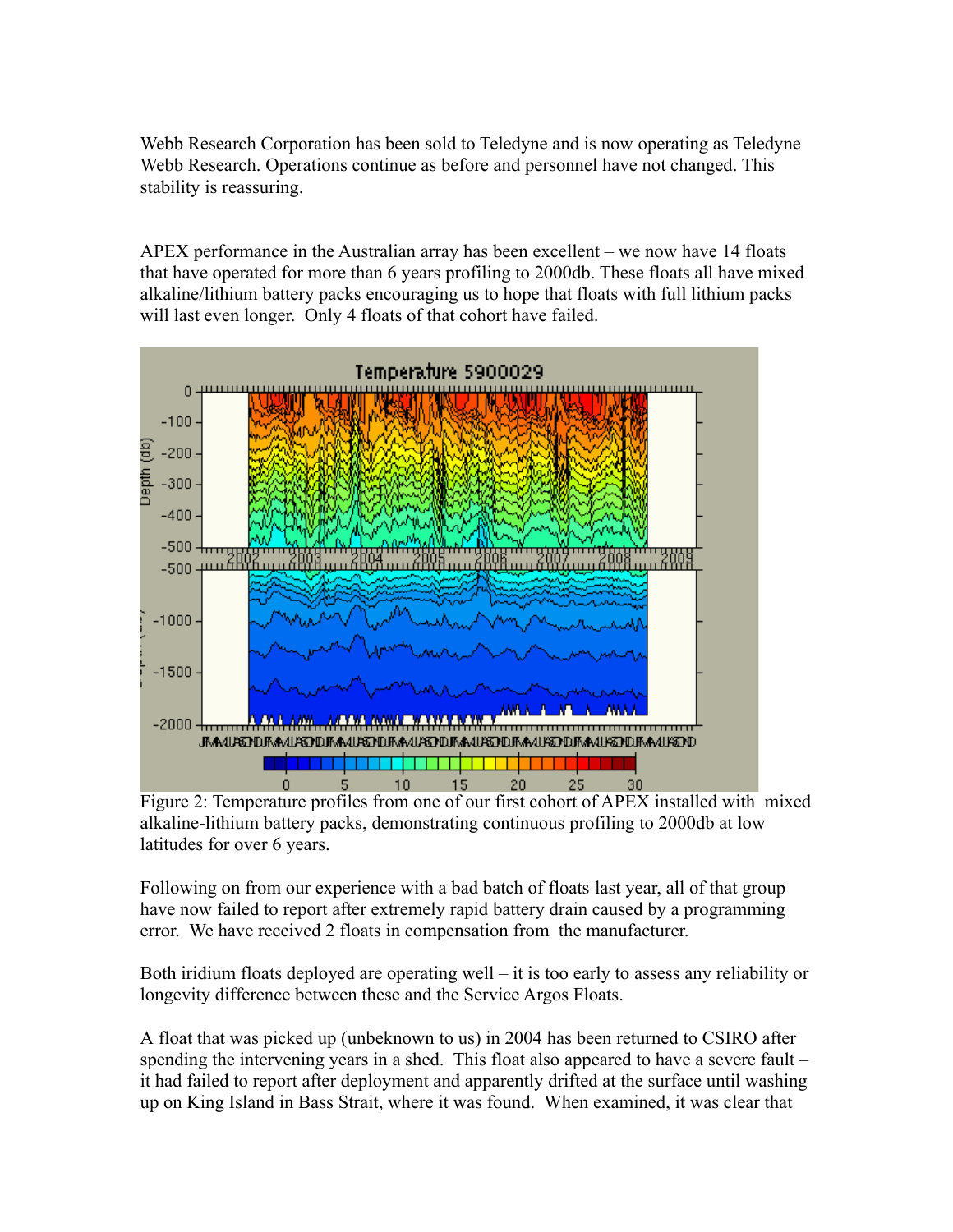Webb Research Corporation has been sold to Teledyne and is now operating as Teledyne Webb Research. Operations continue as before and personnel have not changed. This stability is reassuring.

APEX performance in the Australian array has been excellent – we now have 14 floats that have operated for more than 6 years profiling to 2000db. These floats all have mixed alkaline/lithium battery packs encouraging us to hope that floats with full lithium packs will last even longer. Only 4 floats of that cohort have failed.

Figure 2: Temperature profiles from one of our first cohort of APEX installed with mixed alkaline-lithium battery packs, demonstrating continuous profiling to 2000db at low latitudes for over 6 years.

Following on from our experience with a bad batch of floats last year, all of that group have now failed to report after extremely rapid battery drain caused by a programming error. We have received 2 floats in compensation from the manufacturer.

Both iridium floats deployed are operating well – it is too early to assess any reliability or longevity difference between these and the Service Argos Floats.

A float that was picked up (unbeknown to us) in 2004 has been returned to CSIRO after spending the intervening years in a shed. This float also appeared to have a severe fault – it had failed to report after deployment and apparently drifted at the surface until washing up on King Island in Bass Strait, where it was found. When examined, it was clear that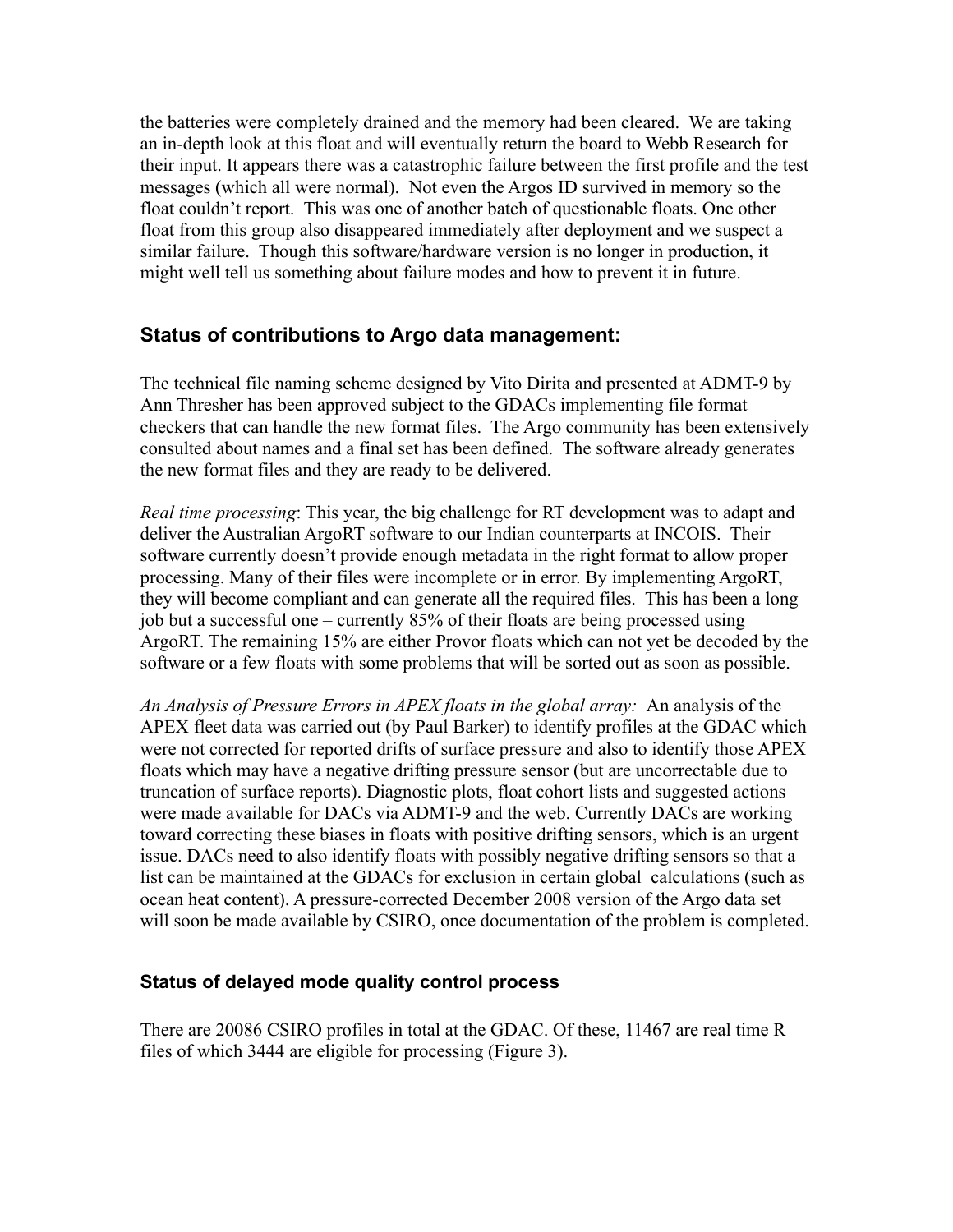the batteries were completely drained and the memory had been cleared. We are taking an in-depth look at this float and will eventually return the board to Webb Research for their input. It appears there was a catastrophic failure between the first profile and the test messages (which all were normal). Not even the Argos ID survived in memory so the float couldn't report. This was one of another batch of questionable floats. One other float from this group also disappeared immediately after deployment and we suspect a similar failure. Though this software/hardware version is no longer in production, it might well tell us something about failure modes and how to prevent it in future.

## Status of contributions to Argo data management:

The technical file naming scheme designed by Vito Dirita and presented at ADMT-9 by Ann Thresher has been approved subject to the GDACs implementing file format checkers that can handle the new format files. The Argo community has been extensively consulted about names and a final set has been defined. The software already generates the new format files and they are ready to be delivered.

*Real time processing*: This year, the big challenge for RT development was to adapt and deliver the Australian ArgoRT software to our Indian counterparts at INCOIS. Their software currently doesn't provide enough metadata in the right format to allow proper processing. Many of their files were incomplete or in error. By implementing ArgoRT, they will become compliant and can generate all the required files. This has been a long job but a successful one – currently 85% of their floats are being processed using ArgoRT. The remaining 15% are either Provor floats which can not yet be decoded by the software or a few floats with some problems that will be sorted out as soon as possible.

*An Analysis of Pressure Errors in APEX floats in the global array:* An analysis of the APEX fleet data was carried out (by Paul Barker) to identify profiles at the GDAC which were not corrected for reported drifts of surface pressure and also to identify those APEX floats which may have a negative drifting pressure sensor (but are uncorrectable due to truncation of surface reports). Diagnostic plots, float cohort lists and suggested actions were made available for DACs via ADMT-9 and the web. Currently DACs are working toward correcting these biases in floats with positive drifting sensors, which is an urgent issue. DACs need to also identify floats with possibly negative drifting sensors so that a list can be maintained at the GDACs for exclusion in certain global calculations (such as ocean heat content). A pressure-corrected December 2008 version of the Argo data set will soon be made available by CSIRO, once documentation of the problem is completed.

### Status of delayed mode quality control process

There are 20086 CSIRO profiles in total at the GDAC. Of these, 11467 are real time R files of which 3444 are eligible for processing (Figure 3).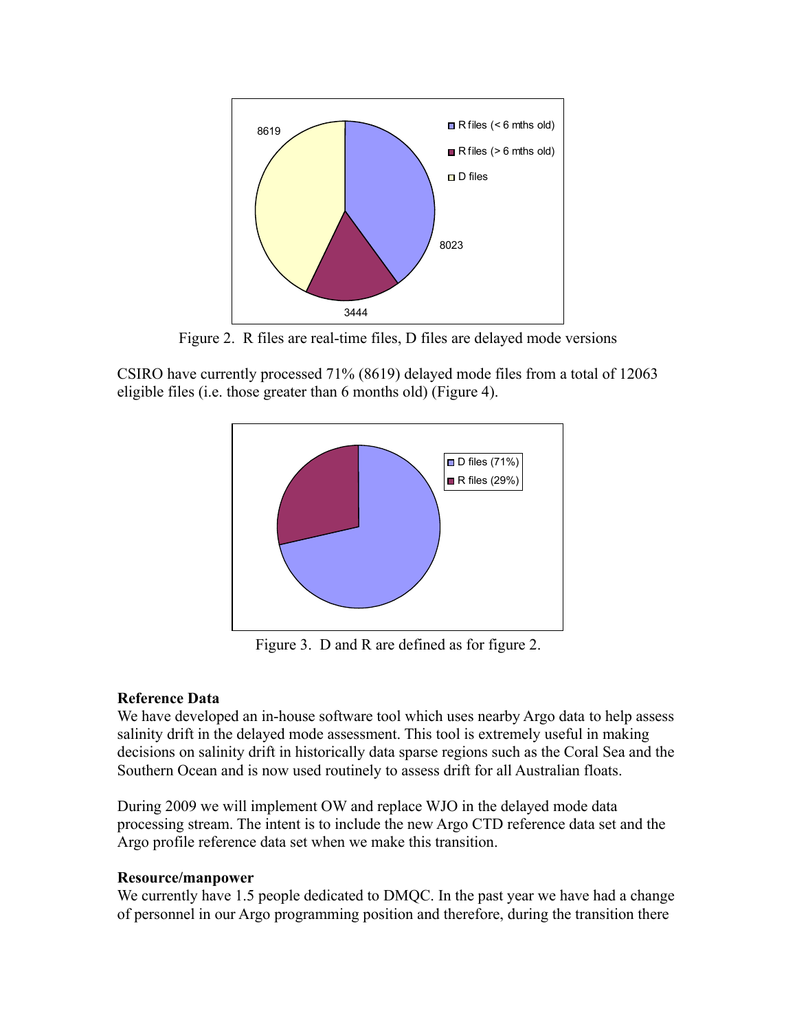Figure 2. R files are real-time files, D files are delayed mode versions

CSIRO have currently processed 71% (8619) delayed mode files from a total of 12063 eligible files (i.e. those greater than 6 months old) (Figure 4).

Figure 3. D and R are defined as for figure 2.

**Reference Data**

We have developed an in-house software tool which uses nearby Argo data to help assess salinity drift in the delayed mode assessment. This tool is extremely useful in making decisions on salinity drift in historically data sparse regions such as the Coral Sea and the Southern Ocean and is now used routinely to assess drift for all Australian floats.

During 2009 we will implement OW and replace WJO in the delayed mode data processing stream. The intent is to include the new Argo CTD reference data set and the Argo profile reference data set when we make this transition.

**Resource/manpower**

We currently have 1.5 people dedicated to DMQC. In the past year we have had a change of personnel in our Argo programming position and therefore, during the transition there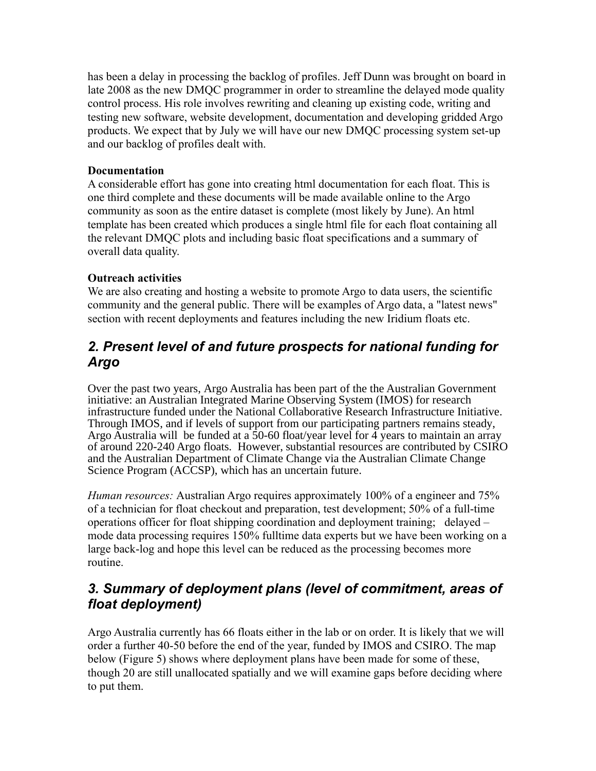has been a delay in processing the backlog of profiles. Jeff Dunn was brought on board in late 2008 as the new DMQC programmer in order to streamline the delayed mode quality control process. His role involves rewriting and cleaning up existing code, writing and testing new software, website development, documentation and developing gridded Argo products. We expect that by July we will have our new DMQC processing system set-up and our backlog of profiles dealt with.

**Documentation**

A considerable effort has gone into creating html documentation for each float. This is one third complete and these documents will be made available online to the Argo community as soon as the entire dataset is complete (most likely by June). An html template has been created which produces a single html file for each float containing all the relevant DMQC plots and including basic float specifications and a summary of overall data quality.

**Outreach activities**

We are also creating and hosting a website to promote Argo to data users, the scientific community and the general public. There will be examples of Argo data, a "latest news" section with recent deployments and features including the new Iridium floats etc.

## *2. Present level of and future prospects for national funding for Argo*

Over the past two years, Argo Australia has been part of the the Australian Government initiative: an Australian Integrated Marine Observing System (IMOS) for research infrastructure funded under the National Collaborative Research Infrastructure Initiative. Through IMOS, and if levels of support from our participating partners remains steady, Argo Australia will be funded at a 50-60 float/year level for 4 years to maintain an array of around 220-240 Argo floats. However, substantial resources are contributed by CSIRO and the Australian Department of Climate Change via the Australian Climate Change Science Program (ACCSP), which has an uncertain future.

*Human resources:* Australian Argo requires approximately 100% of a engineer and 75% of a technician for float checkout and preparation, test development; 50% of a full-time operations officer for float shipping coordination and deployment training; delayed – mode data processing requires 150% fulltime data experts but we have been working on a large back-log and hope this level can be reduced as the processing becomes more routine.

## *3. Summary of deployment plans (level of commitment, areas of float deployment)*

Argo Australia currently has 66 floats either in the lab or on order. It is likely that we will order a further 40-50 before the end of the year, funded by IMOS and CSIRO. The map below (Figure 5) shows where deployment plans have been made for some of these, though 20 are still unallocated spatially and we will examine gaps before deciding where to put them.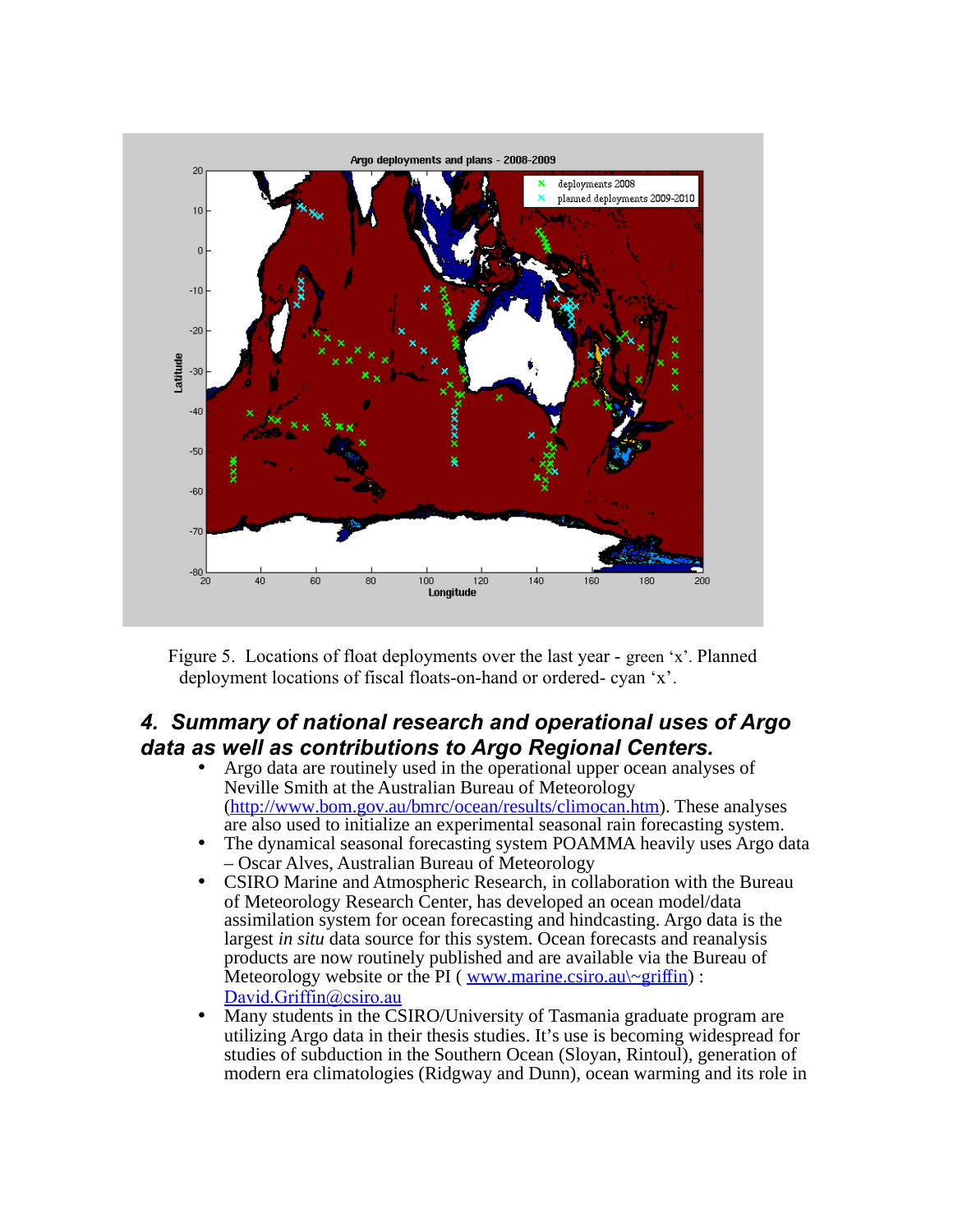Figure 5. Locations of float deployments over the last year - green 'x'. Planned deployment locations of fiscal floats-on-hand or ordered- cyan 'x'.

## 4. Summary of national research and operational uses of Argo data as well as contributions to Argo Regional Centers.

- Argo data are routinely used in the operational upper ocean analyses of Neville Smith at the Australian Bureau of Meteorology (http://www.bom.gov.au/bmrc/ocean/results/climocan.htm). These analyses are also used to initialize an experimental seasonal rain forecasting system.
- The dynamical seasonal forecasting system POAMMA heavily uses Argo data – Oscar Alves, Australian Bureau of Meteorology
- CSIRO Marine and Atmospheric Research, in collaboration with the Bureau of Meteorology Research Center, has developed an ocean model/data assimilation system for ocean forecasting and hindcasting. Argo data is the largest *in situ* data source for this system. Ocean forecasts and reanalysis products are now routinely published and are available via the Bureau of Meteorology website or the PI ( www.marine.csiro.au\~griffin) : David.Griffin@csiro.au
- Many students in the CSIRO/University of Tasmania graduate program are utilizing Argo data in their thesis studies. It's use is becoming widespread for studies of subduction in the Southern Ocean (Sloyan, Rintoul), generation of modern era climatologies (Ridgway and Dunn), ocean warming and its role in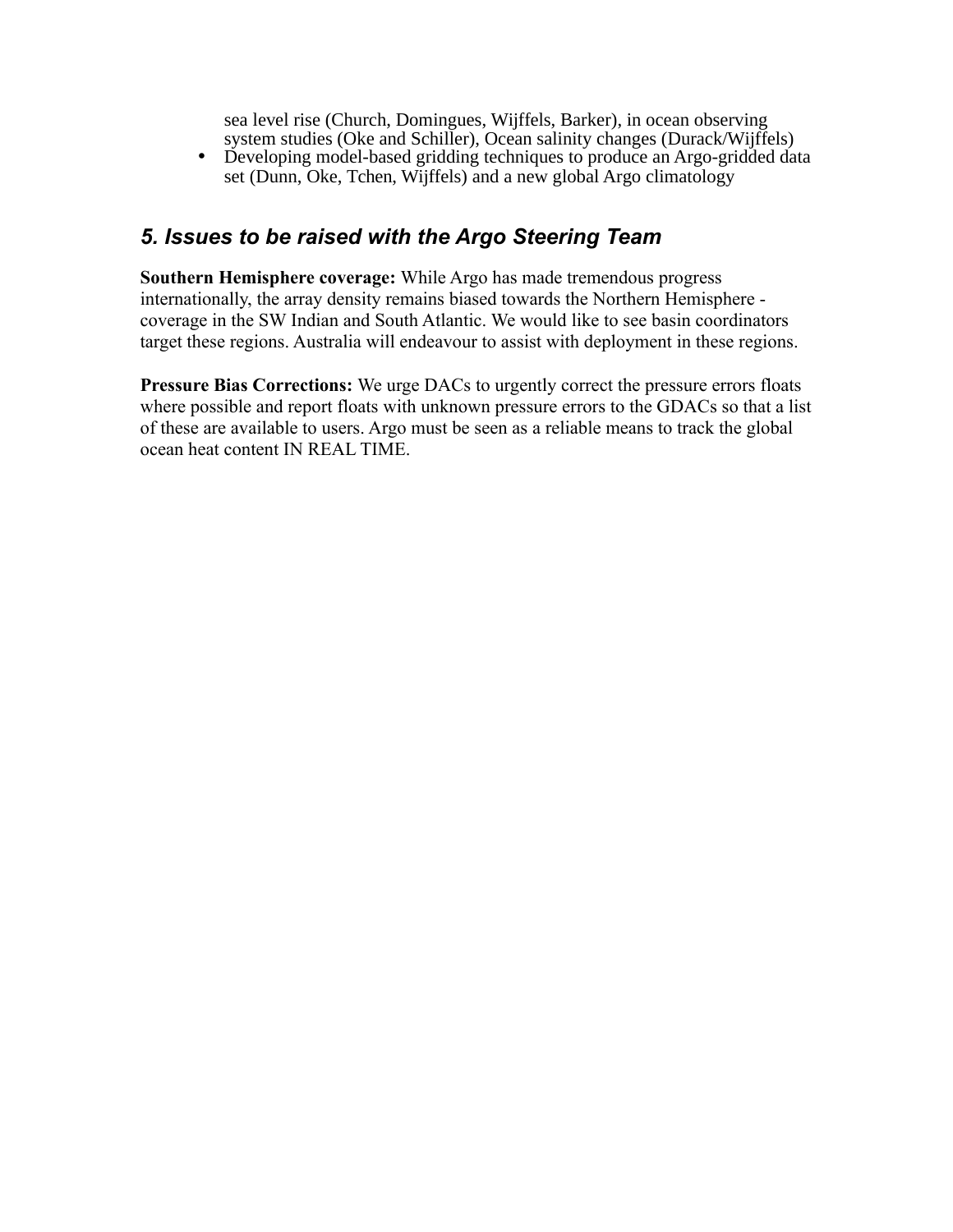sea level rise (Church, Domingues, Wijffels, Barker), in ocean observing system studies (Oke and Schiller), Ocean salinity changes (Durack/Wijffels)

- Developing model-based gridding techniques to produce an Argo-gridded data set (Dunn, Oke, Tchen, Wijffels) and a new global Argo climatology

## *5. Issues to be raised with the Argo Steering Team*

**Southern Hemisphere coverage:** While Argo has made tremendous progress internationally, the array density remains biased towards the Northern Hemisphere - coverage in the SW Indian and South Atlantic. We would like to see basin coordinators target these regions. Australia will endeavour to assist with deployment in these regions.

**Pressure Bias Corrections:** We urge DACs to urgently correct the pressure errors floats where possible and report floats with unknown pressure errors to the GDACs so that a list of these are available to users. Argo must be seen as a reliable means to track the global ocean heat content IN REAL TIME.